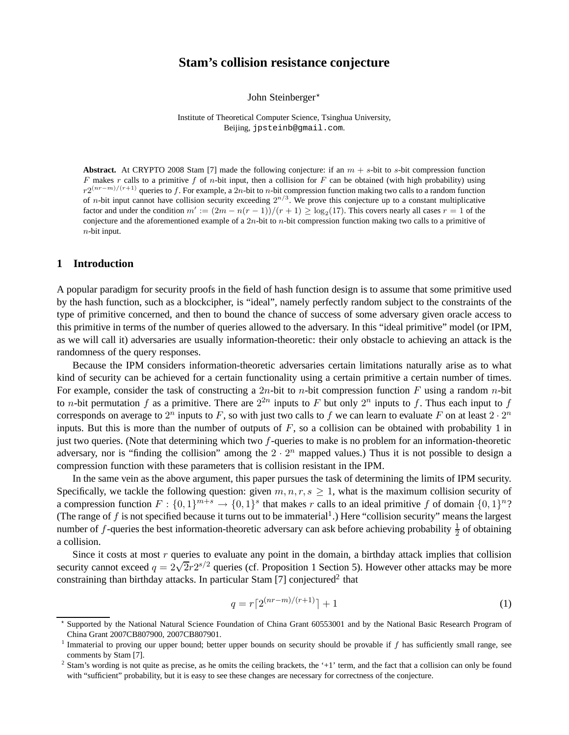# Stam's collision resistance conjecture

John Steinberger*

Institute of Theoretical Computer Science, Tsinghua University,
Beijing, jpsteinb@gmail.com.

**Abstract.** At CRYPTO 2008 Stam [7] made the following conjecture: if an $m+s$-bit to $s$-bit compression function $F$ makes $r$ calls to a primitive $f$ of $n$-bit input, then a collision for $F$ can be obtained (with high probability) using $r2^{(nr-m)/(r+1)}$ queries to $f$. For example, a $2n$-bit to $n$-bit compression function making two calls to a random function of $n$-bit input cannot have collision security exceeding $2^{n/3}$. We prove this conjecture up to a constant multiplicative factor and under the condition $m' := (2m - n(r-1))/(r+1) \geq \log_2(17)$. This covers nearly all cases $r = 1$ of the conjecture and the aforementioned example of a $2n$-bit to $n$-bit compression function making two calls to a primitive of $n$-bit input.

## 1 Introduction

A popular paradigm for security proofs in the field of hash function design is to assume that some primitive used by the hash function, such as a blockcipher, is "ideal", namely perfectly random subject to the constraints of the type of primitive concerned, and then to bound the chance of success of some adversary given oracle access to this primitive in terms of the number of queries allowed to the adversary. In this "ideal primitive" model (or IPM, as we will call it) adversaries are usually information-theoretic: their only obstacle to achieving an attack is the randomness of the query responses.

Because the IPM considers information-theoretic adversaries certain limitations naturally arise as to what kind of security can be achieved for a certain functionality using a certain primitive a certain number of times. For example, consider the task of constructing a $2n$-bit to $n$-bit compression function $F$ using a random $n$-bit to $n$-bit permutation $f$ as a primitive. There are $2^{2n}$ inputs to $F$ but only $2^n$ inputs to $f$. Thus each input to $f$ corresponds on average to $2^n$ inputs to $F$, so with just two calls to $f$ we can learn to evaluate $F$ on at least $2 \cdot 2^n$ inputs. But this is more than the number of outputs of $F$, so a collision can be obtained with probability 1 in just two queries. (Note that determining which two $f$-queries to make is no problem for an information-theoretic adversary, nor is "finding the collision" among the $2 \cdot 2^n$ mapped values.) Thus it is not possible to design a compression function with these parameters that is collision resistant in the IPM.

In the same vein as the above argument, this paper pursues the task of determining the limits of IPM security. Specifically, we tackle the following question: given $m, n, r, s \geq 1$, what is the maximum collision security of a compression function $F : \{0,1\}^{m+s} \to \{0,1\}^s$ that makes $r$ calls to an ideal primitive $f$ of domain $\{0,1\}^n$? (The range of $f$ is not specified because it turns out to be immaterial[1].) Here "collision security" means the largest number of $f$-queries the best information-theoretic adversary can ask before achieving probability $\frac{1}{2}$ of obtaining a collision.

Since it costs at most $r$ queries to evaluate any point in the domain, a birthday attack implies that collision security cannot exceed $q = 2\sqrt{2}r2^{s/2}$ queries (cf. Proposition 1 Section 5). However other attacks may be more constraining than birthday attacks. In particular Stam [7] conjectured[2] that

$$q = r\lceil 2^{(nr-m)/(r+1)} \rceil + 1 \tag{1}$$

---

* Supported by the National Natural Science Foundation of China Grant 60553001 and by the National Basic Research Program of China Grant 2007CB807900, 2007CB807901.

[1] Immaterial to proving our upper bound; better upper bounds on security should be provable if $f$ has sufficiently small range, see comments by Stam [7].

[2] Stam's wording is not quite as precise, as he omits the ceiling brackets, the '+1' term, and the fact that a collision can only be found with "sufficient" probability, but it is easy to see these changes are necessary for correctness of the conjecture.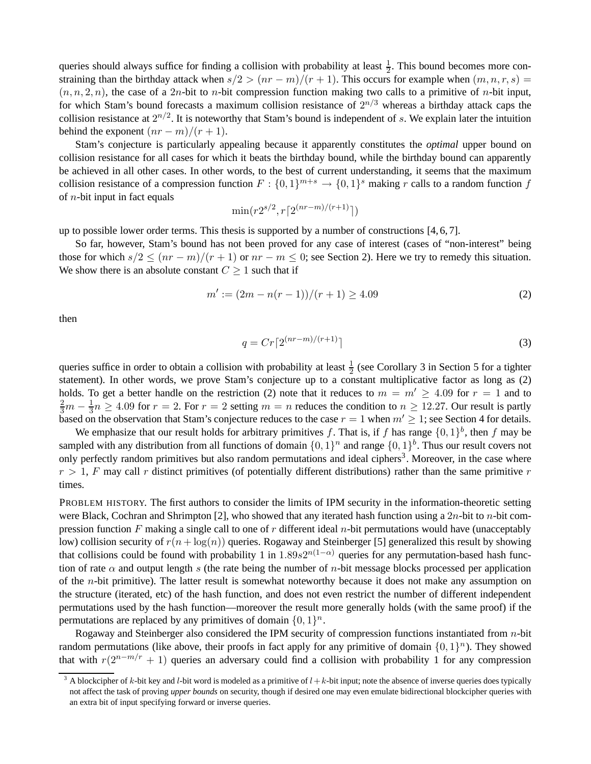queries should always suffice for finding a collision with probability at least $\frac{1}{2}$. This bound becomes more constraining than the birthday attack when $s/2 > (nr - m)/(r+1)$. This occurs for example when $(m, n, r, s) = (n, n, 2, n)$, the case of a $2n$-bit to $n$-bit compression function making two calls to a primitive of $n$-bit input, for which Stam's bound forecasts a maximum collision resistance of $2^{n/3}$ whereas a birthday attack caps the collision resistance at $2^{n/2}$. It is noteworthy that Stam's bound is independent of $s$. We explain later the intuition behind the exponent $(nr - m)/(r + 1)$.

Stam's conjecture is particularly appealing because it apparently constitutes the *optimal* upper bound on collision resistance for all cases for which it beats the birthday bound, while the birthday bound can apparently be achieved in all other cases. In other words, to the best of current understanding, it seems that the maximum collision resistance of a compression function $F : \{0,1\}^{m+s} \to \{0,1\}^s$ making $r$ calls to a random function $f$ of $n$-bit input in fact equals

$$\min(r2^{s/2}, r\lceil 2^{(nr-m)/(r+1)}\rceil)$$

up to possible lower order terms. This thesis is supported by a number of constructions [4, 6, 7].

So far, however, Stam's bound has not been proved for any case of interest (cases of "non-interest" being those for which $s/2 \leq (nr - m)/(r + 1)$ or $nr - m \leq 0$; see Section 2). Here we try to remedy this situation. We show there is an absolute constant $C \geq 1$ such that if

$$m' := (2m - n(r - 1))/(r + 1) \geq 4.09 \tag{2}$$

then

$$q = Cr\lceil 2^{(nr-m)/(r+1)}\rceil \tag{3}$$

queries suffice in order to obtain a collision with probability at least $\frac{1}{2}$ (see Corollary 3 in Section 5 for a tighter statement). In other words, we prove Stam's conjecture up to a constant multiplicative factor as long as (2) holds. To get a better handle on the restriction (2) note that it reduces to $m = m' \geq 4.09$ for $r = 1$ and to $\frac{2}{3}m - \frac{1}{3}n \geq 4.09$ for $r = 2$. For $r = 2$ setting $m = n$ reduces the condition to $n \geq 12.27$. Our result is partly based on the observation that Stam's conjecture reduces to the case $r = 1$ when $m' \geq 1$; see Section 4 for details.

We emphasize that our result holds for arbitrary primitives $f$. That is, if $f$ has range $\{0,1\}^b$, then $f$ may be sampled with any distribution from all functions of domain $\{0,1\}^n$ and range $\{0,1\}^b$. Thus our result covers not only perfectly random primitives but also random permutations and ideal ciphers[3]. Moreover, in the case where $r > 1$, $F$ may call $r$ distinct primitives (of potentially different distributions) rather than the same primitive $r$ times.

PROBLEM HISTORY. The first authors to consider the limits of IPM security in the information-theoretic setting were Black, Cochran and Shrimpton [2], who showed that any iterated hash function using a $2n$-bit to $n$-bit compression function $F$ making a single call to one of $r$ different ideal $n$-bit permutations would have (unacceptably low) collision security of $r(n + \log(n))$ queries. Rogaway and Steinberger [5] generalized this result by showing that collisions could be found with probability 1 in $1.89s2^{n(1-\alpha)}$ queries for any permutation-based hash function of rate $\alpha$ and output length $s$ (the rate being the number of $n$-bit message blocks processed per application of the $n$-bit primitive). The latter result is somewhat noteworthy because it does not make any assumption on the structure (iterated, etc) of the hash function, and does not even restrict the number of different independent permutations used by the hash function—moreover the result more generally holds (with the same proof) if the permutations are replaced by any primitives of domain $\{0,1\}^n$.

Rogaway and Steinberger also considered the IPM security of compression functions instantiated from $n$-bit random permutations (like above, their proofs in fact apply for any primitive of domain $\{0,1\}^n$). They showed that with $r(2^{n-m/r} + 1)$ queries an adversary could find a collision with probability 1 for any compression

[3] A blockcipher of $k$-bit key and $l$-bit word is modeled as a primitive of $l+k$-bit input; note the absence of inverse queries does typically not affect the task of proving *upper bounds* on security, though if desired one may even emulate bidirectional blockcipher queries with an extra bit of input specifying forward or inverse queries.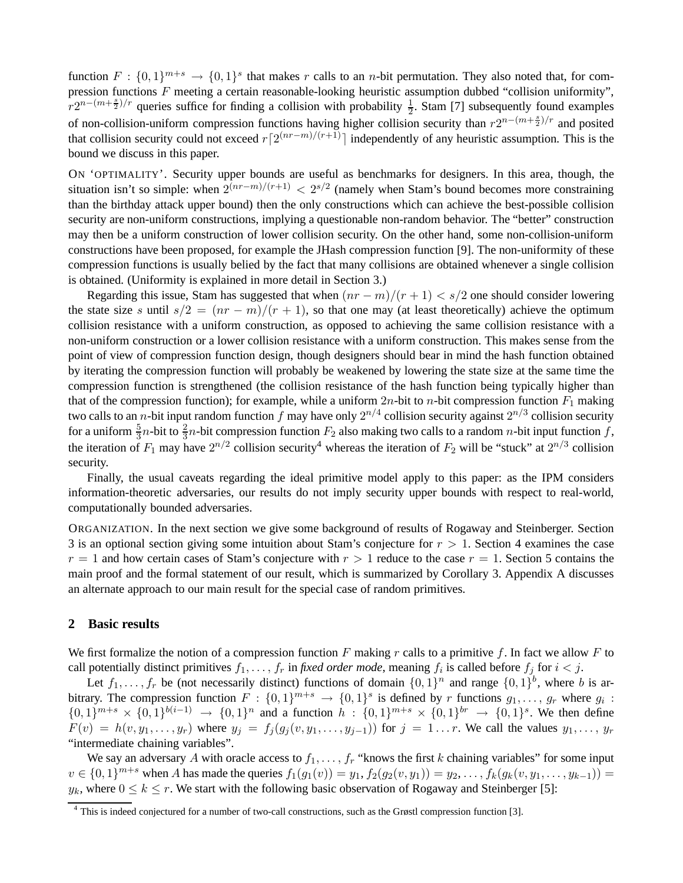function $F : \{0,1\}^{m+s} \to \{0,1\}^s$ that makes $r$ calls to an $n$-bit permutation. They also noted that, for compression functions $F$ meeting a certain reasonable-looking heuristic assumption dubbed "collision uniformity", $r2^{n-(m+\frac{s}{2})/r}$ queries suffice for finding a collision with probability $\frac{1}{2}$. Stam [7] subsequently found examples of non-collision-uniform compression functions having higher collision security than $r2^{n-(m+\frac{s}{2})/r}$ and posited that collision security could not exceed $r\lceil 2^{(nr-m)/(r+1)}\rceil$ independently of any heuristic assumption. This is the bound we discuss in this paper.

ON 'OPTIMALITY'. Security upper bounds are useful as benchmarks for designers. In this area, though, the situation isn't so simple: when $2^{(nr-m)/(r+1)} < 2^{s/2}$ (namely when Stam's bound becomes more constraining than the birthday attack upper bound) then the only constructions which can achieve the best-possible collision security are non-uniform constructions, implying a questionable non-random behavior. The "better" construction may then be a uniform construction of lower collision security. On the other hand, some non-collision-uniform constructions have been proposed, for example the JHash compression function [9]. The non-uniformity of these compression functions is usually belied by the fact that many collisions are obtained whenever a single collision is obtained. (Uniformity is explained in more detail in Section 3.)

Regarding this issue, Stam has suggested that when $(nr-m)/(r+1) < s/2$ one should consider lowering the state size $s$ until $s/2 = (nr-m)/(r+1)$, so that one may (at least theoretically) achieve the optimum collision resistance with a uniform construction, as opposed to achieving the same collision resistance with a non-uniform construction or a lower collision resistance with a uniform construction. This makes sense from the point of view of compression function design, though designers should bear in mind the hash function obtained by iterating the compression function will probably be weakened by lowering the state size at the same time the compression function is strengthened (the collision resistance of the hash function being typically higher than that of the compression function); for example, while a uniform $2n$-bit to $n$-bit compression function $F_1$ making two calls to an $n$-bit input random function $f$ may have only $2^{n/4}$ collision security against $2^{n/3}$ collision security for a uniform $\frac{5}{3}n$-bit to $\frac{2}{3}n$-bit compression function $F_2$ also making two calls to a random $n$-bit input function $f$, the iteration of $F_1$ may have $2^{n/2}$ collision security[4] whereas the iteration of $F_2$ will be "stuck" at $2^{n/3}$ collision security.

Finally, the usual caveats regarding the ideal primitive model apply to this paper: as the IPM considers information-theoretic adversaries, our results do not imply security upper bounds with respect to real-world, computationally bounded adversaries.

ORGANIZATION. In the next section we give some background of results of Rogaway and Steinberger. Section 3 is an optional section giving some intuition about Stam's conjecture for $r > 1$. Section 4 examines the case $r = 1$ and how certain cases of Stam's conjecture with $r > 1$ reduce to the case $r = 1$. Section 5 contains the main proof and the formal statement of our result, which is summarized by Corollary 3. Appendix A discusses an alternate approach to our main result for the special case of random primitives.

## 2 Basic results

We first formalize the notion of a compression function $F$ making $r$ calls to a primitive $f$. In fact we allow $F$ to call potentially distinct primitives $f_1, \ldots, f_r$ in *fixed order mode*, meaning $f_i$ is called before $f_j$ for $i < j$.

Let $f_1, \ldots, f_r$ be (not necessarily distinct) functions of domain $\{0,1\}^n$ and range $\{0,1\}^b$, where $b$ is arbitrary. The compression function $F : \{0,1\}^{m+s} \to \{0,1\}^s$ is defined by $r$ functions $g_1, \ldots, g_r$ where $g_i : \{0,1\}^{m+s} \times \{0,1\}^{b(i-1)} \to \{0,1\}^n$ and a function $h : \{0,1\}^{m+s} \times \{0,1\}^{br} \to \{0,1\}^s$. We then define $F(v) = h(v, y_1, \ldots, y_r)$ where $y_j = f_j(g_j(v, y_1, \ldots, y_{j-1}))$ for $j = 1 \ldots r$. We call the values $y_1, \ldots, y_r$ "intermediate chaining variables".

We say an adversary $A$ with oracle access to $f_1, \ldots, f_r$ "knows the first $k$ chaining variables" for some input $v \in \{0,1\}^{m+s}$ when $A$ has made the queries $f_1(g_1(v)) = y_1, f_2(g_2(v, y_1)) = y_2, \ldots, f_k(g_k(v, y_1, \ldots, y_{k-1})) = y_k$, where $0 \le k \le r$. We start with the following basic observation of Rogaway and Steinberger [5]:

[4] This is indeed conjectured for a number of two-call constructions, such as the Grøstl compression function [3].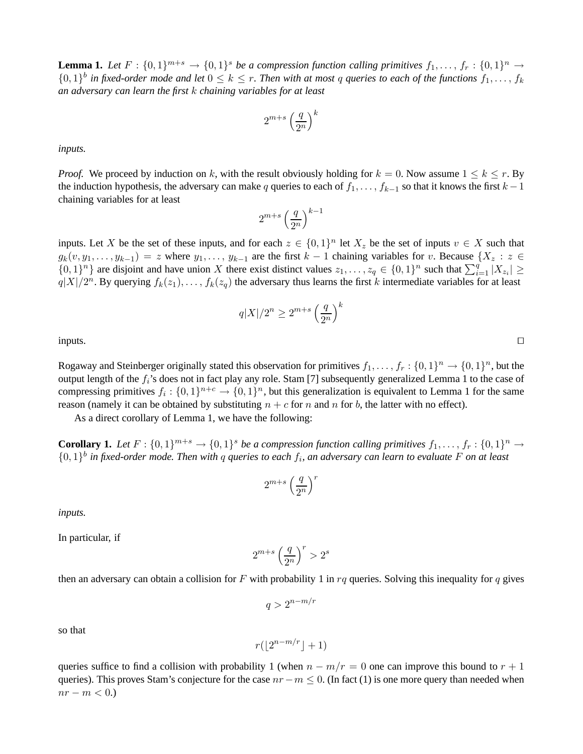**Lemma 1.** *Let $F : \{0,1\}^{m+s} \to \{0,1\}^s$ be a compression function calling primitives $f_1, \dots, f_r : \{0,1\}^n \to \{0,1\}^b$ in fixed-order mode and let $0 \le k \le r$. Then with at most $q$ queries to each of the functions $f_1, \dots, f_k$ an adversary can learn the first $k$ chaining variables for at least*

$$2^{m+s}\left(\frac{q}{2^n}\right)^k$$

*inputs.*

*Proof.* We proceed by induction on $k$, with the result obviously holding for $k = 0$. Now assume $1 \le k \le r$. By the induction hypothesis, the adversary can make $q$ queries to each of $f_1, \dots, f_{k-1}$ so that it knows the first $k-1$ chaining variables for at least

$$2^{m+s}\left(\frac{q}{2^n}\right)^{k-1}$$

inputs. Let $X$ be the set of these inputs, and for each $z \in \{0,1\}^n$ let $X_z$ be the set of inputs $v \in X$ such that $g_k(v, y_1, \dots, y_{k-1}) = z$ where $y_1, \dots, y_{k-1}$ are the first $k-1$ chaining variables for $v$. Because $\{X_z : z \in \{0,1\}^n\}$ are disjoint and have union $X$ there exist distinct values $z_1, \dots, z_q \in \{0,1\}^n$ such that $\sum_{i=1}^{q} |X_{z_i}| \ge q|X|/2^n$. By querying $f_k(z_1), \dots, f_k(z_q)$ the adversary thus learns the first $k$ intermediate variables for at least

$$q|X|/2^n \ge 2^{m+s}\left(\frac{q}{2^n}\right)^k$$

inputs. $\square$

Rogaway and Steinberger originally stated this observation for primitives $f_1, \dots, f_r : \{0,1\}^n \to \{0,1\}^n$, but the output length of the $f_i$'s does not in fact play any role. Stam [7] subsequently generalized Lemma 1 to the case of compressing primitives $f_i : \{0,1\}^{n+c} \to \{0,1\}^n$, but this generalization is equivalent to Lemma 1 for the same reason (namely it can be obtained by substituting $n+c$ for $n$ and $n$ for $b$, the latter with no effect).

As a direct corollary of Lemma 1, we have the following:

**Corollary 1.** *Let $F : \{0,1\}^{m+s} \to \{0,1\}^s$ be a compression function calling primitives $f_1, \dots, f_r : \{0,1\}^n \to \{0,1\}^b$ in fixed-order mode. Then with $q$ queries to each $f_i$, an adversary can learn to evaluate $F$ on at least*

$$2^{m+s}\left(\frac{q}{2^n}\right)^r$$

*inputs.*

In particular, if

$$2^{m+s}\left(\frac{q}{2^n}\right)^r > 2^s$$

then an adversary can obtain a collision for $F$ with probability 1 in $rq$ queries. Solving this inequality for $q$ gives

$$q > 2^{n-m/r}$$

so that

$$r(\lfloor 2^{n-m/r} \rfloor + 1)$$

queries suffice to find a collision with probability 1 (when $n - m/r = 0$ one can improve this bound to $r+1$ queries). This proves Stam's conjecture for the case $nr - m \le 0$. (In fact (1) is one more query than needed when $nr - m < 0$.)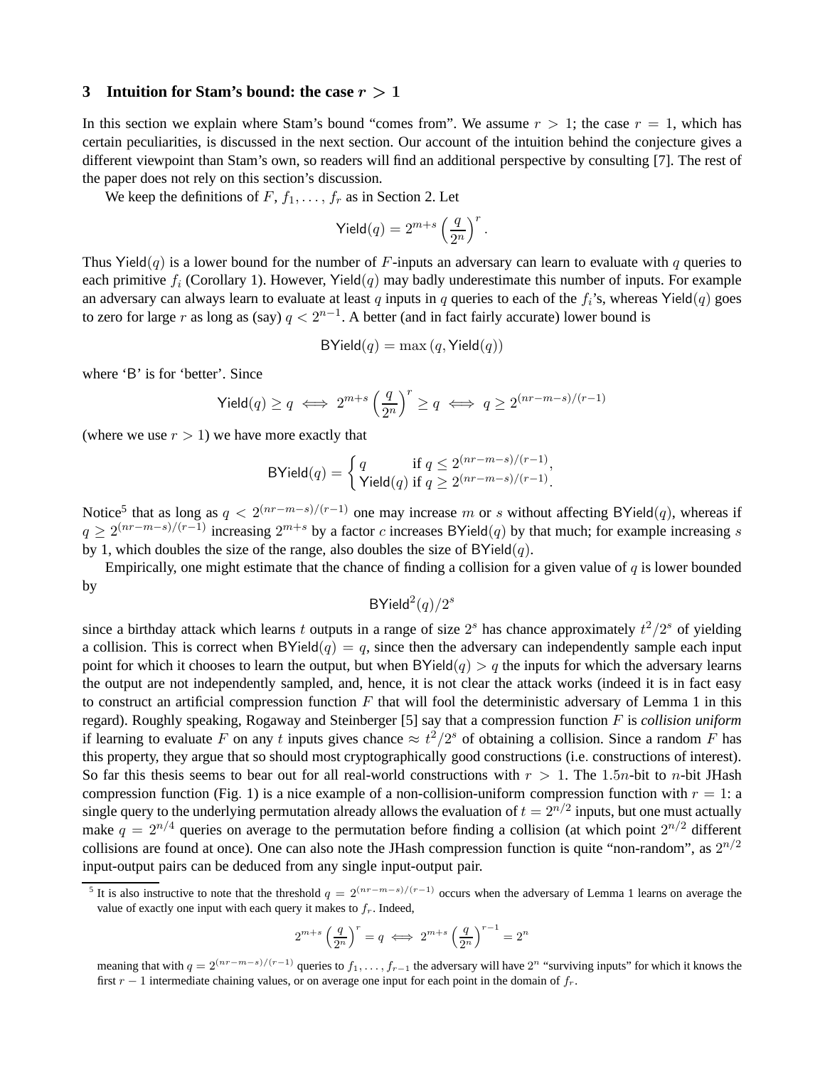## 3 Intuition for Stam's bound: the case $r > 1$

In this section we explain where Stam's bound "comes from". We assume $r > 1$; the case $r = 1$, which has certain peculiarities, is discussed in the next section. Our account of the intuition behind the conjecture gives a different viewpoint than Stam's own, so readers will find an additional perspective by consulting [7]. The rest of the paper does not rely on this section's discussion.

We keep the definitions of $F, f_1, \ldots, f_r$ as in Section 2. Let

$$\mathsf{Yield}(q) = 2^{m+s} \left(\frac{q}{2^n}\right)^r.$$

Thus $\mathsf{Yield}(q)$ is a lower bound for the number of $F$-inputs an adversary can learn to evaluate with $q$ queries to each primitive $f_i$ (Corollary 1). However, $\mathsf{Yield}(q)$ may badly underestimate this number of inputs. For example an adversary can always learn to evaluate at least $q$ inputs in $q$ queries to each of the $f_i$'s, whereas $\mathsf{Yield}(q)$ goes to zero for large $r$ as long as (say) $q < 2^{n-1}$. A better (and in fact fairly accurate) lower bound is

$$\mathsf{BYield}(q) = \max(q, \mathsf{Yield}(q))$$

where 'B' is for 'better'. Since

$$\mathsf{Yield}(q) \geq q \iff 2^{m+s}\left(\frac{q}{2^n}\right)^r \geq q \iff q \geq 2^{(nr-m-s)/(r-1)}$$

(where we use $r > 1$) we have more exactly that

$$\mathsf{BYield}(q) = \begin{cases} q & \text{if } q \leq 2^{(nr-m-s)/(r-1)}, \\ \mathsf{Yield}(q) & \text{if } q \geq 2^{(nr-m-s)/(r-1)}. \end{cases}$$

Notice[5] that as long as $q < 2^{(nr-m-s)/(r-1)}$ one may increase $m$ or $s$ without affecting $\mathsf{BYield}(q)$, whereas if $q \geq 2^{(nr-m-s)/(r-1)}$ increasing $2^{m+s}$ by a factor $c$ increases $\mathsf{BYield}(q)$ by that much; for example increasing $s$ by 1, which doubles the size of the range, also doubles the size of $\mathsf{BYield}(q)$.

Empirically, one might estimate that the chance of finding a collision for a given value of $q$ is lower bounded by

$$\mathsf{BYield}^2(q)/2^s$$

since a birthday attack which learns $t$ outputs in a range of size $2^s$ has chance approximately $t^2/2^s$ of yielding a collision. This is correct when $\mathsf{BYield}(q) = q$, since then the adversary can independently sample each input point for which it chooses to learn the output, but when $\mathsf{BYield}(q) > q$ the inputs for which the adversary learns the output are not independently sampled, and, hence, it is not clear the attack works (indeed it is in fact easy to construct an artificial compression function $F$ that will fool the deterministic adversary of Lemma 1 in this regard). Roughly speaking, Rogaway and Steinberger [5] say that a compression function $F$ is *collision uniform* if learning to evaluate $F$ on any $t$ inputs gives chance $\approx t^2/2^s$ of obtaining a collision. Since a random $F$ has this property, they argue that so should most cryptographically good constructions (i.e. constructions of interest). So far this thesis seems to bear out for all real-world constructions with $r > 1$. The $1.5n$-bit to $n$-bit JHash compression function (Fig. 1) is a nice example of a non-collision-uniform compression function with $r = 1$: a single query to the underlying permutation already allows the evaluation of $t = 2^{n/2}$ inputs, but one must actually make $q = 2^{n/4}$ queries on average to the permutation before finding a collision (at which point $2^{n/2}$ different collisions are found at once). One can also note the JHash compression function is quite "non-random", as $2^{n/2}$ input-output pairs can be deduced from any single input-output pair.

---

[5] It is also instructive to note that the threshold $q = 2^{(nr-m-s)/(r-1)}$ occurs when the adversary of Lemma 1 learns on average the value of exactly one input with each query it makes to $f_r$. Indeed,

$$2^{m+s}\left(\frac{q}{2^n}\right)^r = q \iff 2^{m+s}\left(\frac{q}{2^n}\right)^{r-1} = 2^n$$

meaning that with $q = 2^{(nr-m-s)/(r-1)}$ queries to $f_1, \ldots, f_{r-1}$ the adversary will have $2^n$ "surviving inputs" for which it knows the first $r-1$ intermediate chaining values, or on average one input for each point in the domain of $f_r$.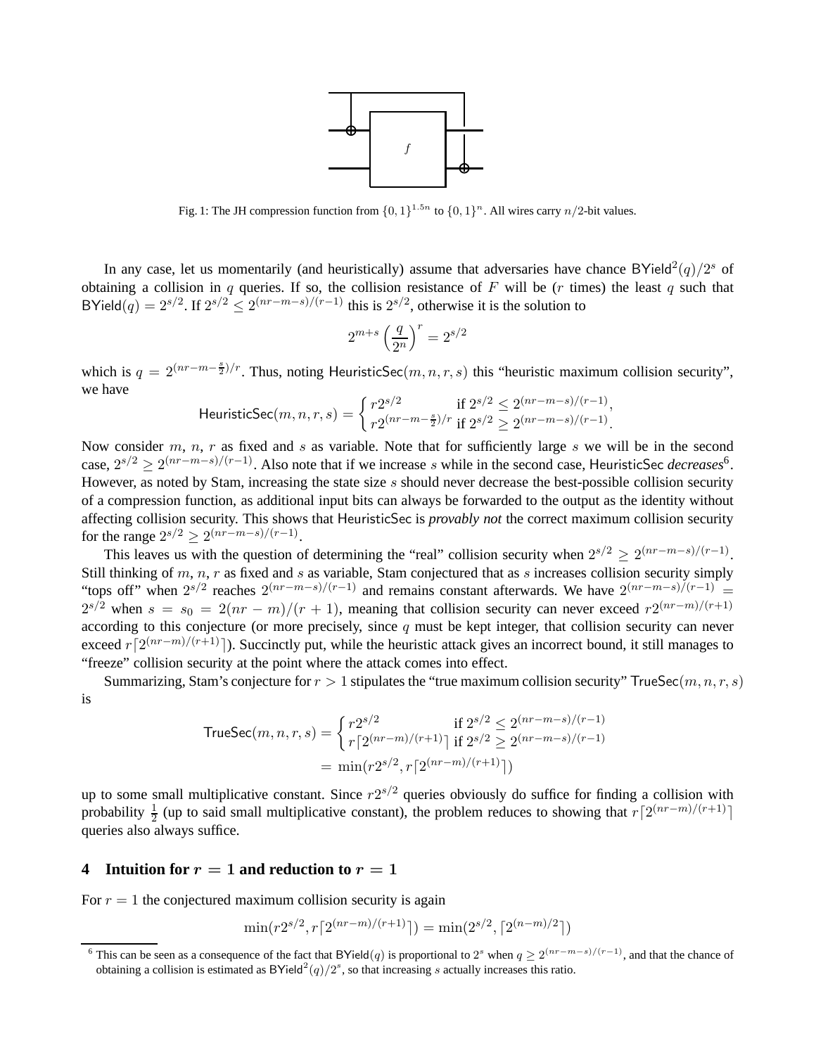Fig. 1: The JH compression function from $\{0,1\}^{1.5n}$ to $\{0,1\}^n$. All wires carry $n/2$-bit values.

In any case, let us momentarily (and heuristically) assume that adversaries have chance $\mathsf{BYield}^2(q)/2^s$ of obtaining a collision in $q$ queries. If so, the collision resistance of $F$ will be ($r$ times) the least $q$ such that $\mathsf{BYield}(q) = 2^{s/2}$. If $2^{s/2} \leq 2^{(nr-m-s)/(r-1)}$ this is $2^{s/2}$, otherwise it is the solution to

$$2^{m+s}\left(\frac{q}{2^n}\right)^r = 2^{s/2}$$

which is $q = 2^{(nr-m-\frac{s}{2})/r}$. Thus, noting $\mathsf{HeuristicSec}(m,n,r,s)$ this "heuristic maximum collision security", we have

$$\mathsf{HeuristicSec}(m,n,r,s) = \begin{cases} r2^{s/2} & \text{if } 2^{s/2} \leq 2^{(nr-m-s)/(r-1)}, \\ r2^{(nr-m-\frac{s}{2})/r} & \text{if } 2^{s/2} \geq 2^{(nr-m-s)/(r-1)}. \end{cases}$$

Now consider $m$, $n$, $r$ as fixed and $s$ as variable. Note that for sufficiently large $s$ we will be in the second case, $2^{s/2} \geq 2^{(nr-m-s)/(r-1)}$. Also note that if we increase $s$ while in the second case, $\mathsf{HeuristicSec}$ *decreases*[6]. However, as noted by Stam, increasing the state size $s$ should never decrease the best-possible collision security of a compression function, as additional input bits can always be forwarded to the output as the identity without affecting collision security. This shows that $\mathsf{HeuristicSec}$ is *provably not* the correct maximum collision security for the range $2^{s/2} \geq 2^{(nr-m-s)/(r-1)}$.

This leaves us with the question of determining the "real" collision security when $2^{s/2} \geq 2^{(nr-m-s)/(r-1)}$. Still thinking of $m$, $n$, $r$ as fixed and $s$ as variable, Stam conjectured that as $s$ increases collision security simply "tops off" when $2^{s/2}$ reaches $2^{(nr-m-s)/(r-1)}$ and remains constant afterwards. We have $2^{(nr-m-s)/(r-1)} = 2^{s/2}$ when $s = s_0 = 2(nr-m)/(r+1)$, meaning that collision security can never exceed $r2^{(nr-m)/(r+1)}$ according to this conjecture (or more precisely, since $q$ must be kept integer, that collision security can never exceed $r\lceil 2^{(nr-m)/(r+1)}\rceil$). Succinctly put, while the heuristic attack gives an incorrect bound, it still manages to "freeze" collision security at the point where the attack comes into effect.

Summarizing, Stam's conjecture for $r > 1$ stipulates the "true maximum collision security" $\mathsf{TrueSec}(m,n,r,s)$ is

$$\begin{aligned} \mathsf{TrueSec}(m,n,r,s) &= \begin{cases} r2^{s/2} & \text{if } 2^{s/2} \leq 2^{(nr-m-s)/(r-1)} \\ r\lceil 2^{(nr-m)/(r+1)}\rceil & \text{if } 2^{s/2} \geq 2^{(nr-m-s)/(r-1)} \end{cases} \\ &= \min(r2^{s/2}, r\lceil 2^{(nr-m)/(r+1)}\rceil) \end{aligned}$$

up to some small multiplicative constant. Since $r2^{s/2}$ queries obviously do suffice for finding a collision with probability $\frac{1}{2}$ (up to said small multiplicative constant), the problem reduces to showing that $r\lceil 2^{(nr-m)/(r+1)}\rceil$ queries also always suffice.

## 4 Intuition for $r = 1$ and reduction to $r = 1$

For $r = 1$ the conjectured maximum collision security is again

$$\min(r2^{s/2}, r\lceil 2^{(nr-m)/(r+1)}\rceil) = \min(2^{s/2}, \lceil 2^{(n-m)/2}\rceil)$$

[6] This can be seen as a consequence of the fact that $\mathsf{BYield}(q)$ is proportional to $2^s$ when $q \geq 2^{(nr-m-s)/(r-1)}$, and that the chance of obtaining a collision is estimated as $\mathsf{BYield}^2(q)/2^s$, so that increasing $s$ actually increases this ratio.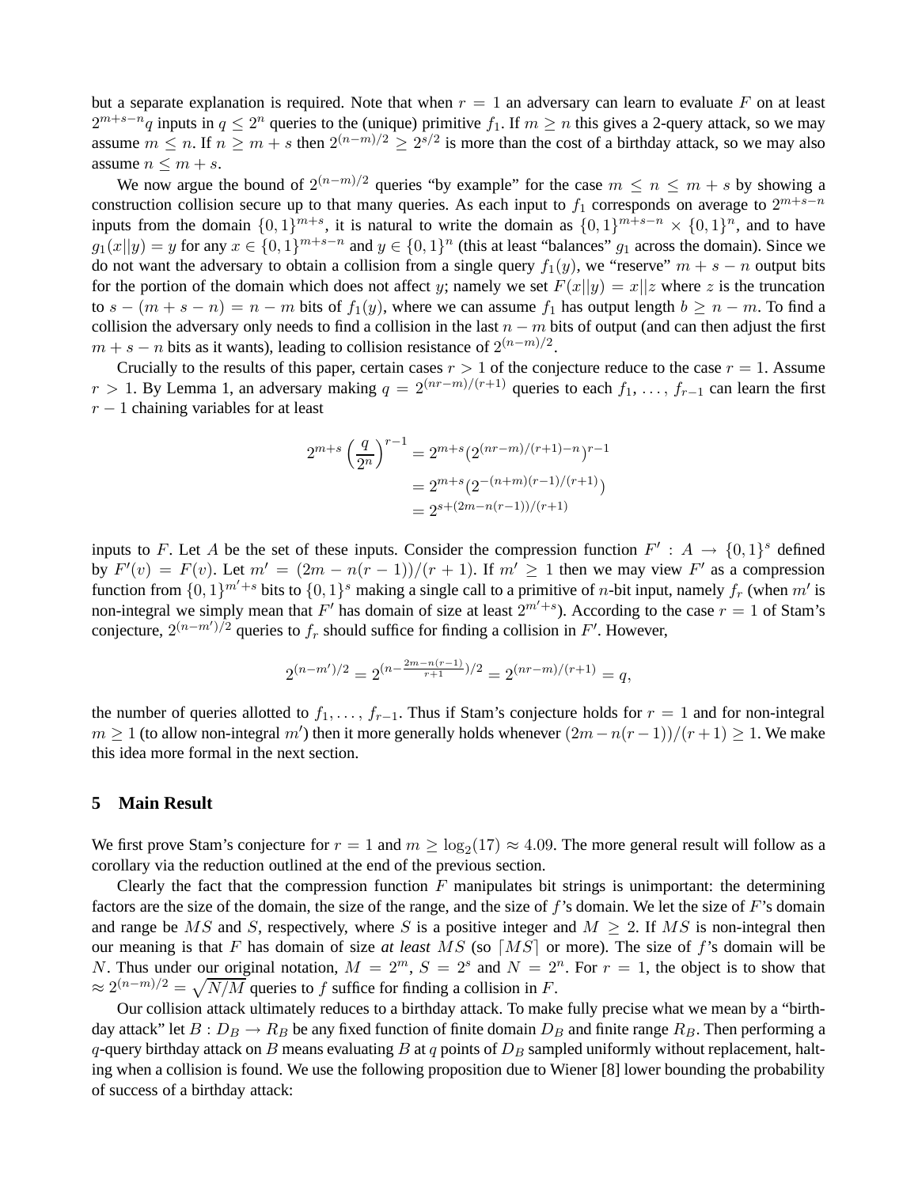but a separate explanation is required. Note that when $r = 1$ an adversary can learn to evaluate $F$ on at least $2^{m+s-n}q$ inputs in $q \leq 2^n$ queries to the (unique) primitive $f_1$. If $m \geq n$ this gives a 2-query attack, so we may assume $m \leq n$. If $n \geq m + s$ then $2^{(n-m)/2} \geq 2^{s/2}$ is more than the cost of a birthday attack, so we may also assume $n \leq m + s$.

We now argue the bound of $2^{(n-m)/2}$ queries "by example" for the case $m \leq n \leq m + s$ by showing a construction collision secure up to that many queries. As each input to $f_1$ corresponds on average to $2^{m+s-n}$ inputs from the domain $\{0,1\}^{m+s}$, it is natural to write the domain as $\{0,1\}^{m+s-n} \times \{0,1\}^n$, and to have $g_1(x||y) = y$ for any $x \in \{0,1\}^{m+s-n}$ and $y \in \{0,1\}^n$ (this at least "balances" $g_1$ across the domain). Since we do not want the adversary to obtain a collision from a single query $f_1(y)$, we "reserve" $m + s - n$ output bits for the portion of the domain which does not affect $y$; namely we set $F(x||y) = x||z$ where $z$ is the truncation to $s - (m + s - n) = n - m$ bits of $f_1(y)$, where we can assume $f_1$ has output length $b \geq n - m$. To find a collision the adversary only needs to find a collision in the last $n - m$ bits of output (and can then adjust the first $m + s - n$ bits as it wants), leading to collision resistance of $2^{(n-m)/2}$.

Crucially to the results of this paper, certain cases $r > 1$ of the conjecture reduce to the case $r = 1$. Assume $r > 1$. By Lemma 1, an adversary making $q = 2^{(nr-m)/(r+1)}$ queries to each $f_1, \ldots, f_{r-1}$ can learn the first $r - 1$ chaining variables for at least

$$
\begin{aligned}
2^{m+s}\left(\frac{q}{2^n}\right)^{r-1} &= 2^{m+s}(2^{(nr-m)/(r+1)-n})^{r-1} \\
&= 2^{m+s}(2^{-(n+m)(r-1)/(r+1)}) \\
&= 2^{s+(2m-n(r-1))/(r+1)}
\end{aligned}
$$

inputs to $F$. Let $A$ be the set of these inputs. Consider the compression function $F' : A \to \{0,1\}^s$ defined by $F'(v) = F(v)$. Let $m' = (2m - n(r-1))/(r+1)$. If $m' \geq 1$ then we may view $F'$ as a compression function from $\{0,1\}^{m'+s}$ bits to $\{0,1\}^s$ making a single call to a primitive of $n$-bit input, namely $f_r$ (when $m'$ is non-integral we simply mean that $F'$ has domain of size at least $2^{m'+s}$). According to the case $r = 1$ of Stam's conjecture, $2^{(n-m')/2}$ queries to $f_r$ should suffice for finding a collision in $F'$. However,

$$
2^{(n-m')/2} = 2^{(n-\frac{2m-n(r-1)}{r+1})/2} = 2^{(nr-m)/(r+1)} = q,
$$

the number of queries allotted to $f_1, \ldots, f_{r-1}$. Thus if Stam's conjecture holds for $r = 1$ and for non-integral $m \geq 1$ (to allow non-integral $m'$) then it more generally holds whenever $(2m - n(r-1))/(r+1) \geq 1$. We make this idea more formal in the next section.

## 5 Main Result

We first prove Stam's conjecture for $r = 1$ and $m \geq \log_2(17) \approx 4.09$. The more general result will follow as a corollary via the reduction outlined at the end of the previous section.

Clearly the fact that the compression function $F$ manipulates bit strings is unimportant: the determining factors are the size of the domain, the size of the range, and the size of $f$'s domain. We let the size of $F$'s domain and range be $MS$ and $S$, respectively, where $S$ is a positive integer and $M \geq 2$. If $MS$ is non-integral then our meaning is that $F$ has domain of size *at least* $MS$ (so $\lceil MS \rceil$ or more). The size of $f$'s domain will be $N$. Thus under our original notation, $M = 2^m$, $S = 2^s$ and $N = 2^n$. For $r = 1$, the object is to show that $\approx 2^{(n-m)/2} = \sqrt{N/M}$ queries to $f$ suffice for finding a collision in $F$.

Our collision attack ultimately reduces to a birthday attack. To make fully precise what we mean by a "birthday attack" let $B : D_B \to R_B$ be any fixed function of finite domain $D_B$ and finite range $R_B$. Then performing a $q$-query birthday attack on $B$ means evaluating $B$ at $q$ points of $D_B$ sampled uniformly without replacement, halting when a collision is found. We use the following proposition due to Wiener [8] lower bounding the probability of success of a birthday attack: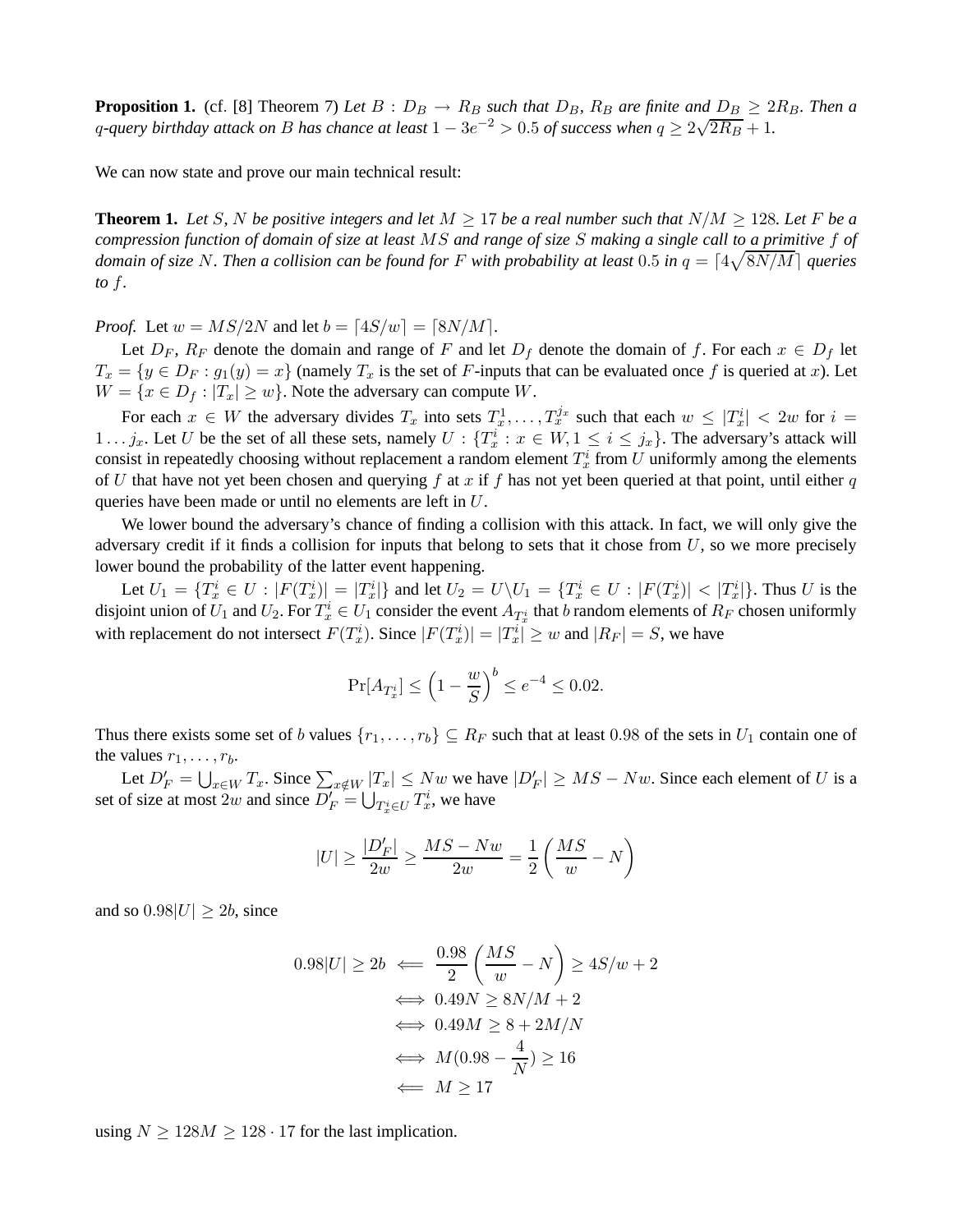**Proposition 1.** (cf. [8] Theorem 7) *Let $B : D_B \to R_B$ such that $D_B$, $R_B$ are finite and $D_B \geq 2R_B$. Then a $q$-query birthday attack on $B$ has chance at least $1 - 3e^{-2} > 0.5$ of success when $q \geq 2\sqrt{2R_B} + 1$.*

We can now state and prove our main technical result:

**Theorem 1.** *Let $S, N$ be positive integers and let $M \geq 17$ be a real number such that $N/M \geq 128$. Let $F$ be a compression function of domain of size at least $MS$ and range of size $S$ making a single call to a primitive $f$ of domain of size $N$. Then a collision can be found for $F$ with probability at least $0.5$ in $q = \lceil 4\sqrt{8N/M} \rceil$ queries to $f$.*

*Proof.* Let $w = MS/2N$ and let $b = \lceil 4S/w \rceil = \lceil 8N/M \rceil$.

Let $D_F$, $R_F$ denote the domain and range of $F$ and let $D_f$ denote the domain of $f$. For each $x \in D_f$ let $T_x = \{y \in D_F : g_1(y) = x\}$ (namely $T_x$ is the set of $F$-inputs that can be evaluated once $f$ is queried at $x$). Let $W = \{x \in D_f : |T_x| \geq w\}$. Note the adversary can compute $W$.

For each $x \in W$ the adversary divides $T_x$ into sets $T_x^1, \ldots, T_x^{j_x}$ such that each $w \leq |T_x^i| < 2w$ for $i = 1 \ldots j_x$. Let $U$ be the set of all these sets, namely $U : \{T_x^i : x \in W, 1 \leq i \leq j_x\}$. The adversary's attack will consist in repeatedly choosing without replacement a random element $T_x^i$ from $U$ uniformly among the elements of $U$ that have not yet been chosen and querying $f$ at $x$ if $f$ has not yet been queried at that point, until either $q$ queries have been made or until no elements are left in $U$.

We lower bound the adversary's chance of finding a collision with this attack. In fact, we will only give the adversary credit if it finds a collision for inputs that belong to sets that it chose from $U$, so we more precisely lower bound the probability of the latter event happening.

Let $U_1 = \{T_x^i \in U : |F(T_x^i)| = |T_x^i|\}$ and let $U_2 = U \backslash U_1 = \{T_x^i \in U : |F(T_x^i)| < |T_x^i|\}$. Thus $U$ is the disjoint union of $U_1$ and $U_2$. For $T_x^i \in U_1$ consider the event $A_{T_x^i}$ that $b$ random elements of $R_F$ chosen uniformly with replacement do not intersect $F(T_x^i)$. Since $|F(T_x^i)| = |T_x^i| \geq w$ and $|R_F| = S$, we have

$$\Pr[A_{T_x^i}] \leq \left(1 - \frac{w}{S}\right)^b \leq e^{-4} \leq 0.02.$$

Thus there exists some set of $b$ values $\{r_1, \ldots, r_b\} \subseteq R_F$ such that at least $0.98$ of the sets in $U_1$ contain one of the values $r_1, \ldots, r_b$.

Let $D'_F = \bigcup_{x \in W} T_x$. Since $\sum_{x \notin W} |T_x| \leq Nw$ we have $|D'_F| \geq MS - Nw$. Since each element of $U$ is a set of size at most $2w$ and since $D'_F = \bigcup_{T_x^i \in U} T_x^i$, we have

$$|U| \geq \frac{|D'_F|}{2w} \geq \frac{MS - Nw}{2w} = \frac{1}{2}\left(\frac{MS}{w} - N\right)$$

and so $0.98|U| \geq 2b$, since

$$\begin{aligned}
0.98|U| \geq 2b \;&\Longleftarrow\; \frac{0.98}{2}\left(\frac{MS}{w} - N\right) \geq 4S/w + 2 \\
&\iff 0.49N \geq 8N/M + 2 \\
&\iff 0.49M \geq 8 + 2M/N \\
&\iff M(0.98 - \frac{4}{N}) \geq 16 \\
&\Longleftarrow\; M \geq 17
\end{aligned}$$

using $N \geq 128M \geq 128 \cdot 17$ for the last implication.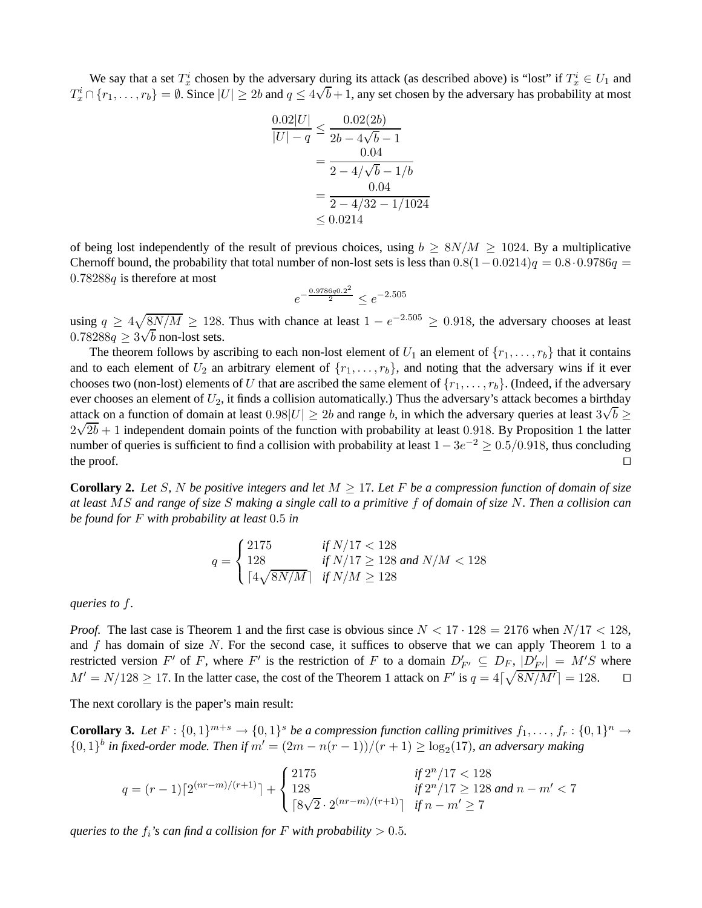We say that a set $T_x^i$ chosen by the adversary during its attack (as described above) is "lost" if $T_x^i \in U_1$ and $T_x^i \cap \{r_1, \ldots, r_b\} = \emptyset$. Since $|U| \geq 2b$ and $q \leq 4\sqrt{b}+1$, any set chosen by the adversary has probability at most

$$
\begin{aligned}
\frac{0.02|U|}{|U|-q} &\leq \frac{0.02(2b)}{2b - 4\sqrt{b} - 1} \\
&= \frac{0.04}{2 - 4/\sqrt{b} - 1/b} \\
&= \frac{0.04}{2 - 4/32 - 1/1024} \\
&\leq 0.0214
\end{aligned}
$$

of being lost independently of the result of previous choices, using $b \geq 8N/M \geq 1024$. By a multiplicative Chernoff bound, the probability that total number of non-lost sets is less than $0.8(1-0.0214)q = 0.8 \cdot 0.9786q = 0.78288q$ is therefore at most

$$
e^{-\frac{0.9786q0.2^2}{2}} \leq e^{-2.505}
$$

using $q \geq 4\sqrt{8N/M} \geq 128$. Thus with chance at least $1 - e^{-2.505} \geq 0.918$, the adversary chooses at least $0.78288q \geq 3\sqrt{b}$ non-lost sets.

The theorem follows by ascribing to each non-lost element of $U_1$ an element of $\{r_1, \ldots, r_b\}$ that it contains and to each element of $U_2$ an arbitrary element of $\{r_1, \ldots, r_b\}$, and noting that the adversary wins if it ever chooses two (non-lost) elements of $U$ that are ascribed the same element of $\{r_1, \ldots, r_b\}$. (Indeed, if the adversary ever chooses an element of $U_2$, it finds a collision automatically.) Thus the adversary's attack becomes a birthday attack on a function of domain at least $0.98|U| \geq 2b$ and range $b$, in which the adversary queries at least $3\sqrt{b} \geq 2\sqrt{2b}+1$ independent domain points of the function with probability at least $0.918$. By Proposition 1 the latter number of queries is sufficient to find a collision with probability at least $1 - 3e^{-2} \geq 0.5/0.918$, thus concluding the proof. ◻

**Corollary 2.** *Let $S$, $N$ be positive integers and let $M \geq 17$. Let $F$ be a compression function of domain of size at least $MS$ and range of size $S$ making a single call to a primitive $f$ of domain of size $N$. Then a collision can be found for $F$ with probability at least $0.5$ in*

$$
q = \begin{cases} 2175 & \text{if } N/17 < 128 \\ 128 & \text{if } N/17 \geq 128 \text{ and } N/M < 128 \\ \lceil 4\sqrt{8N/M} \rceil & \text{if } N/M \geq 128 \end{cases}
$$

*queries to $f$.*

*Proof.* The last case is Theorem 1 and the first case is obvious since $N < 17 \cdot 128 = 2176$ when $N/17 < 128$, and $f$ has domain of size $N$. For the second case, it suffices to observe that we can apply Theorem 1 to a restricted version $F'$ of $F$, where $F'$ is the restriction of $F$ to a domain $D'_{F'} \subseteq D_F$, $|D'_{F'}| = M'S$ where $M' = N/128 \geq 17$. In the latter case, the cost of the Theorem 1 attack on $F'$ is $q = 4\lceil \sqrt{8N/M'} \rceil = 128$. ◻

The next corollary is the paper's main result:

**Corollary 3.** *Let $F : \{0,1\}^{m+s} \to \{0,1\}^s$ be a compression function calling primitives $f_1, \ldots, f_r : \{0,1\}^n \to \{0,1\}^b$ in fixed-order mode. Then if $m' = (2m - n(r-1))/(r+1) \geq \log_2(17)$, an adversary making*

$$
q = (r-1)\lceil 2^{(nr-m)/(r+1)} \rceil + \begin{cases} 2175 & \text{if } 2^n/17 < 128 \\ 128 & \text{if } 2^n/17 \geq 128 \text{ and } n - m' < 7 \\ \lceil 8\sqrt{2} \cdot 2^{(nr-m)/(r+1)} \rceil & \text{if } n - m' \geq 7 \end{cases}
$$

*queries to the $f_i$'s can find a collision for $F$ with probability $> 0.5$.*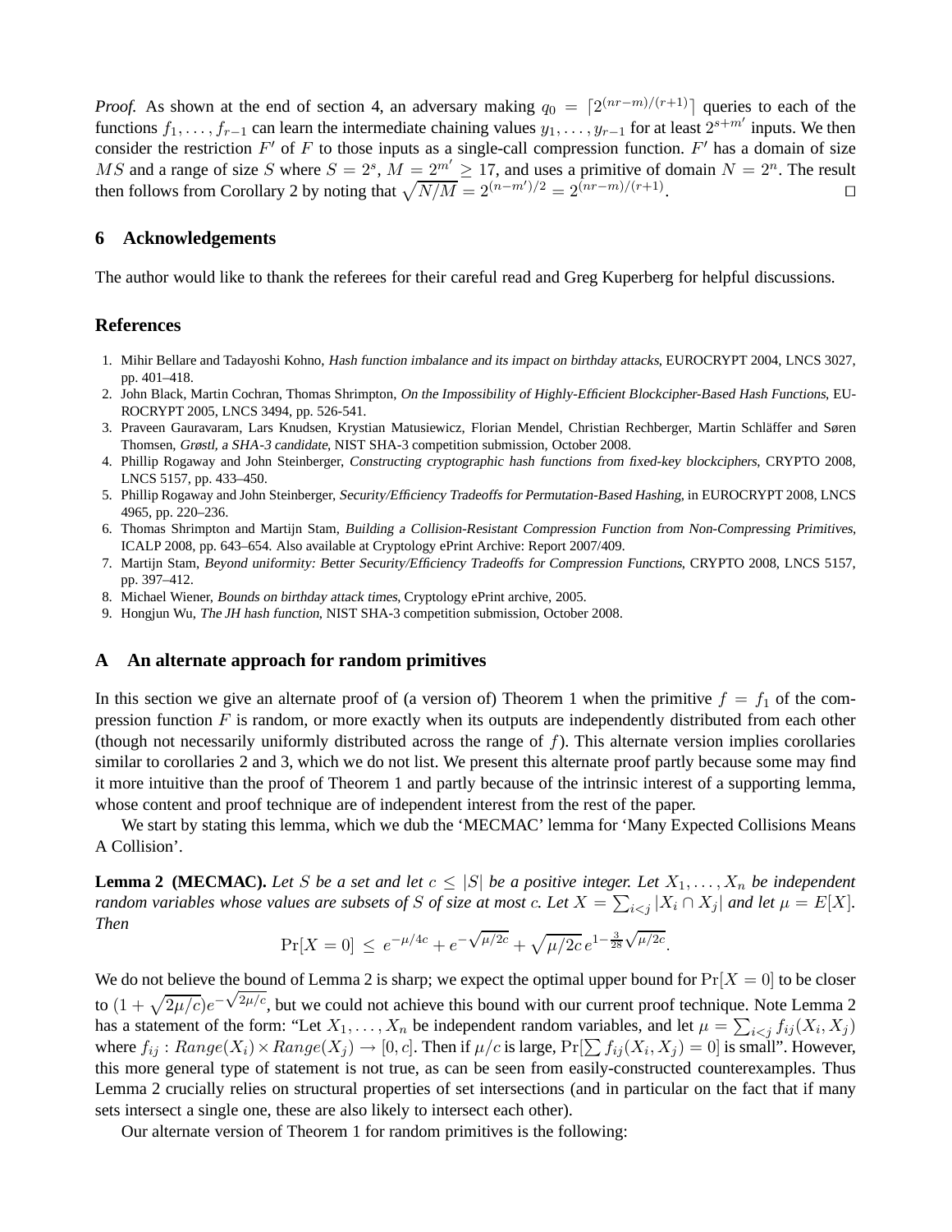*Proof.* As shown at the end of section 4, an adversary making $q_0 = \lceil 2^{(nr-m)/(r+1)} \rceil$ queries to each of the functions $f_1, \ldots, f_{r-1}$ can learn the intermediate chaining values $y_1, \ldots, y_{r-1}$ for at least $2^{s+m'}$ inputs. We then consider the restriction $F'$ of $F$ to those inputs as a single-call compression function. $F'$ has a domain of size $MS$ and a range of size $S$ where $S = 2^s$, $M = 2^{m'} \geq 17$, and uses a primitive of domain $N = 2^n$. The result then follows from Corollary 2 by noting that $\sqrt{N/M} = 2^{(n-m')/2} = 2^{(nr-m)/(r+1)}$. □

## 6 Acknowledgements

The author would like to thank the referees for their careful read and Greg Kuperberg for helpful discussions.

## References

1. Mihir Bellare and Tadayoshi Kohno, *Hash function imbalance and its impact on birthday attacks*, EUROCRYPT 2004, LNCS 3027, pp. 401–418.
2. John Black, Martin Cochran, Thomas Shrimpton, *On the Impossibility of Highly-Efficient Blockcipher-Based Hash Functions*, EUROCRYPT 2005, LNCS 3494, pp. 526-541.
3. Praveen Gauravaram, Lars Knudsen, Krystian Matusiewicz, Florian Mendel, Christian Rechberger, Martin Schläffer and Søren Thomsen, *Grøstl, a SHA-3 candidate*, NIST SHA-3 competition submission, October 2008.
4. Phillip Rogaway and John Steinberger, *Constructing cryptographic hash functions from fixed-key blockciphers*, CRYPTO 2008, LNCS 5157, pp. 433–450.
5. Phillip Rogaway and John Steinberger, *Security/Efficiency Tradeoffs for Permutation-Based Hashing*, in EUROCRYPT 2008, LNCS 4965, pp. 220–236.
6. Thomas Shrimpton and Martijn Stam, *Building a Collision-Resistant Compression Function from Non-Compressing Primitives*, ICALP 2008, pp. 643–654. Also available at Cryptology ePrint Archive: Report 2007/409.
7. Martijn Stam, *Beyond uniformity: Better Security/Efficiency Tradeoffs for Compression Functions*, CRYPTO 2008, LNCS 5157, pp. 397–412.
8. Michael Wiener, *Bounds on birthday attack times*, Cryptology ePrint archive, 2005.
9. Hongjun Wu, *The JH hash function*, NIST SHA-3 competition submission, October 2008.

## A An alternate approach for random primitives

In this section we give an alternate proof of (a version of) Theorem 1 when the primitive $f = f_1$ of the compression function $F$ is random, or more exactly when its outputs are independently distributed from each other (though not necessarily uniformly distributed across the range of $f$). This alternate version implies corollaries similar to corollaries 2 and 3, which we do not list. We present this alternate proof partly because some may find it more intuitive than the proof of Theorem 1 and partly because of the intrinsic interest of a supporting lemma, whose content and proof technique are of independent interest from the rest of the paper.

We start by stating this lemma, which we dub the 'MECMAC' lemma for 'Many Expected Collisions Means A Collision'.

**Lemma 2 (MECMAC).** *Let $S$ be a set and let $c \leq |S|$ be a positive integer. Let $X_1, \ldots, X_n$ be independent random variables whose values are subsets of $S$ of size at most $c$. Let $X = \sum_{i<j} |X_i \cap X_j|$ and let $\mu = E[X]$. Then*

$$\Pr[X = 0] \leq e^{-\mu/4c} + e^{-\sqrt{\mu/2c}} + \sqrt{\mu/2c}\, e^{1-\frac{3}{28}\sqrt{\mu/2c}}.$$

We do not believe the bound of Lemma 2 is sharp; we expect the optimal upper bound for $\Pr[X = 0]$ to be closer to $(1 + \sqrt{2\mu/c})e^{-\sqrt{2\mu/c}}$, but we could not achieve this bound with our current proof technique. Note Lemma 2 has a statement of the form: "Let $X_1, \ldots, X_n$ be independent random variables, and let $\mu = \sum_{i<j} f_{ij}(X_i, X_j)$ where $f_{ij} : Range(X_i) \times Range(X_j) \to [0, c]$. Then if $\mu/c$ is large, $\Pr[\sum f_{ij}(X_i, X_j) = 0]$ is small". However, this more general type of statement is not true, as can be seen from easily-constructed counterexamples. Thus Lemma 2 crucially relies on structural properties of set intersections (and in particular on the fact that if many sets intersect a single one, these are also likely to intersect each other).

Our alternate version of Theorem 1 for random primitives is the following: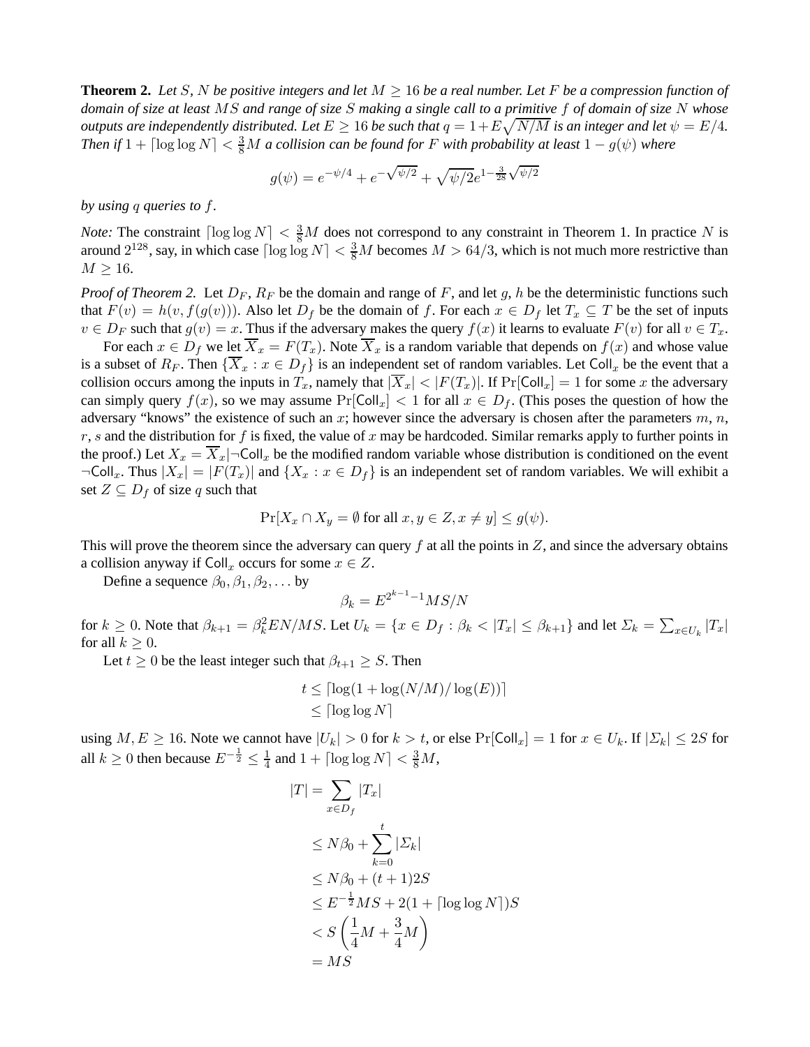**Theorem 2.** *Let $S$, $N$ be positive integers and let $M \geq 16$ be a real number. Let $F$ be a compression function of domain of size at least $MS$ and range of size $S$ making a single call to a primitive $f$ of domain of size $N$ whose outputs are independently distributed. Let $E \geq 16$ be such that $q = 1 + E\sqrt{N/M}$ is an integer and let $\psi = E/4$. Then if $1 + \lceil \log \log N \rceil < \frac{3}{8}M$ a collision can be found for $F$ with probability at least $1 - g(\psi)$ where*

$$g(\psi) = e^{-\psi/4} + e^{-\sqrt{\psi/2}} + \sqrt{\psi/2}e^{1-\frac{3}{28}\sqrt{\psi/2}}$$

*by using $q$ queries to $f$.*

*Note:* The constraint $\lceil \log \log N \rceil < \frac{3}{8}M$ does not correspond to any constraint in Theorem 1. In practice $N$ is around $2^{128}$, say, in which case $\lceil \log \log N \rceil < \frac{3}{8}M$ becomes $M > 64/3$, which is not much more restrictive than $M \geq 16$.

*Proof of Theorem 2.* Let $D_F$, $R_F$ be the domain and range of $F$, and let $g$, $h$ be the deterministic functions such that $F(v) = h(v, f(g(v)))$. Also let $D_f$ be the domain of $f$. For each $x \in D_f$ let $T_x \subseteq T$ be the set of inputs $v \in D_F$ such that $g(v) = x$. Thus if the adversary makes the query $f(x)$ it learns to evaluate $F(v)$ for all $v \in T_x$.

For each $x \in D_f$ we let $\overline{X}_x = F(T_x)$. Note $\overline{X}_x$ is a random variable that depends on $f(x)$ and whose value is a subset of $R_F$. Then $\{\overline{X}_x : x \in D_f\}$ is an independent set of random variables. Let $\mathsf{Coll}_x$ be the event that a collision occurs among the inputs in $T_x$, namely that $|\overline{X}_x| < |F(T_x)|$. If $\Pr[\mathsf{Coll}_x] = 1$ for some $x$ the adversary can simply query $f(x)$, so we may assume $\Pr[\mathsf{Coll}_x] < 1$ for all $x \in D_f$. (This poses the question of how the adversary "knows" the existence of such an $x$; however since the adversary is chosen after the parameters $m$, $n$, $r$, $s$ and the distribution for $f$ is fixed, the value of $x$ may be hardcoded. Similar remarks apply to further points in the proof.) Let $X_x = \overline{X}_x | \neg\mathsf{Coll}_x$ be the modified random variable whose distribution is conditioned on the event $\neg\mathsf{Coll}_x$. Thus $|X_x| = |F(T_x)|$ and $\{X_x : x \in D_f\}$ is an independent set of random variables. We will exhibit a set $Z \subseteq D_f$ of size $q$ such that

$$\Pr[X_x \cap X_y = \emptyset \text{ for all } x, y \in Z, x \neq y] \leq g(\psi).$$

This will prove the theorem since the adversary can query $f$ at all the points in $Z$, and since the adversary obtains a collision anyway if $\mathsf{Coll}_x$ occurs for some $x \in Z$.

Define a sequence $\beta_0, \beta_1, \beta_2, \ldots$ by

$$\beta_k = E^{2^{k-1}-1}MS/N$$

for $k \geq 0$. Note that $\beta_{k+1} = \beta_k^2 EN/MS$. Let $U_k = \{x \in D_f : \beta_k < |T_x| \leq \beta_{k+1}\}$ and let $\Sigma_k = \sum_{x \in U_k} |T_x|$ for all $k \geq 0$.

Let $t \geq 0$ be the least integer such that $\beta_{t+1} \geq S$. Then

$$\begin{aligned} t &\leq \lceil \log(1 + \log(N/M)/\log(E)) \rceil \\ &\leq \lceil \log \log N \rceil \end{aligned}$$

using $M, E \geq 16$. Note we cannot have $|U_k| > 0$ for $k > t$, or else $\Pr[\mathsf{Coll}_x] = 1$ for $x \in U_k$. If $|\Sigma_k| \leq 2S$ for all $k \geq 0$ then because $E^{-\frac{1}{2}} \leq \frac{1}{4}$ and $1 + \lceil \log \log N \rceil < \frac{3}{8}M$,

$$\begin{aligned} |T| &= \sum_{x \in D_f} |T_x| \\ &\leq N\beta_0 + \sum_{k=0}^{t} |\Sigma_k| \\ &\leq N\beta_0 + (t+1)2S \\ &\leq E^{-\frac{1}{2}}MS + 2(1 + \lceil \log \log N \rceil)S \\ &< S\left(\frac{1}{4}M + \frac{3}{4}M\right) \\ &= MS \end{aligned}$$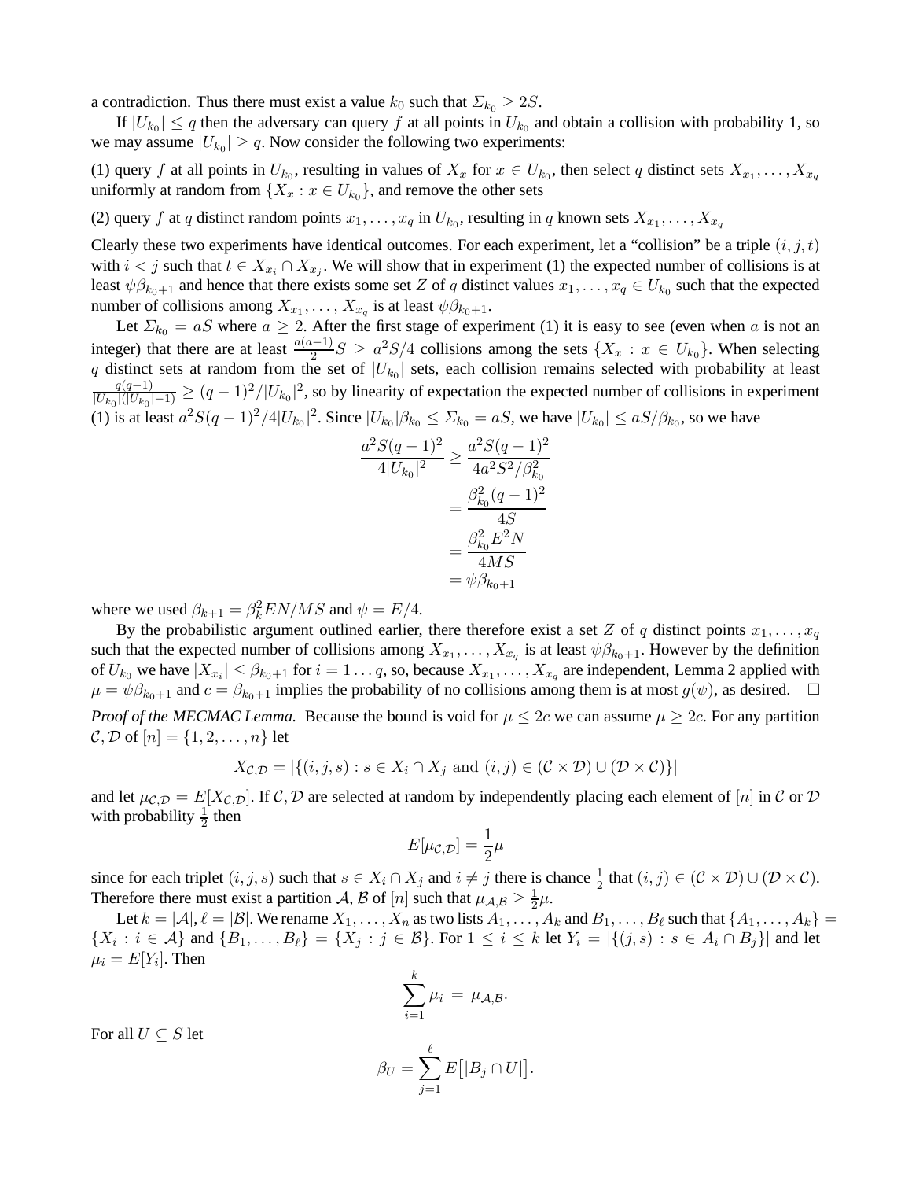a contradiction. Thus there must exist a value $k_0$ such that $\Sigma_{k_0} \geq 2S$.

If $|U_{k_0}| \leq q$ then the adversary can query $f$ at all points in $U_{k_0}$ and obtain a collision with probability 1, so we may assume $|U_{k_0}| \geq q$. Now consider the following two experiments:

(1) query $f$ at all points in $U_{k_0}$, resulting in values of $X_x$ for $x \in U_{k_0}$, then select $q$ distinct sets $X_{x_1}, \ldots, X_{x_q}$ uniformly at random from $\{X_x : x \in U_{k_0}\}$, and remove the other sets

(2) query $f$ at $q$ distinct random points $x_1, \ldots, x_q$ in $U_{k_0}$, resulting in $q$ known sets $X_{x_1}, \ldots, X_{x_q}$

Clearly these two experiments have identical outcomes. For each experiment, let a "collision" be a triple $(i, j, t)$ with $i < j$ such that $t \in X_{x_i} \cap X_{x_j}$. We will show that in experiment (1) the expected number of collisions is at least $\psi\beta_{k_0+1}$ and hence that there exists some set $Z$ of $q$ distinct values $x_1, \ldots, x_q \in U_{k_0}$ such that the expected number of collisions among $X_{x_1}, \ldots, X_{x_q}$ is at least $\psi\beta_{k_0+1}$.

Let $\Sigma_{k_0} = aS$ where $a \geq 2$. After the first stage of experiment (1) it is easy to see (even when $a$ is not an integer) that there are at least $\frac{a(a-1)}{2}S \geq a^2S/4$ collisions among the sets $\{X_x : x \in U_{k_0}\}$. When selecting $q$ distinct sets at random from the set of $|U_{k_0}|$ sets, each collision remains selected with probability at least $\frac{q(q-1)}{|U_{k_0}|(|U_{k_0}|-1)} \geq (q-1)^2/|U_{k_0}|^2$, so by linearity of expectation the expected number of collisions in experiment (1) is at least $a^2S(q-1)^2/4|U_{k_0}|^2$. Since $|U_{k_0}|\beta_{k_0} \leq \Sigma_{k_0} = aS$, we have $|U_{k_0}| \leq aS/\beta_{k_0}$, so we have

$$
\begin{aligned}
\frac{a^2S(q-1)^2}{4|U_{k_0}|^2} &\geq \frac{a^2S(q-1)^2}{4a^2S^2/\beta_{k_0}^2} \\
&= \frac{\beta_{k_0}^2(q-1)^2}{4S} \\
&= \frac{\beta_{k_0}^2E^2N}{4MS} \\
&= \psi\beta_{k_0+1}
\end{aligned}
$$

where we used $\beta_{k+1} = \beta_k^2EN/MS$ and $\psi = E/4$.

By the probabilistic argument outlined earlier, there therefore exist a set $Z$ of $q$ distinct points $x_1, \ldots, x_q$ such that the expected number of collisions among $X_{x_1}, \ldots, X_{x_q}$ is at least $\psi\beta_{k_0+1}$. However by the definition of $U_{k_0}$ we have $|X_{x_i}| \leq \beta_{k_0+1}$ for $i = 1 \ldots q$, so, because $X_{x_1}, \ldots, X_{x_q}$ are independent, Lemma 2 applied with $\mu = \psi\beta_{k_0+1}$ and $c = \beta_{k_0+1}$ implies the probability of no collisions among them is at most $g(\psi)$, as desired. $\square$

*Proof of the MECMAC Lemma.* Because the bound is void for $\mu \leq 2c$ we can assume $\mu \geq 2c$. For any partition $\mathcal{C}, \mathcal{D}$ of $[n] = \{1, 2, \ldots, n\}$ let

$$
X_{\mathcal{C},\mathcal{D}} = |\{(i, j, s) : s \in X_i \cap X_j \text{ and } (i, j) \in (\mathcal{C} \times \mathcal{D}) \cup (\mathcal{D} \times \mathcal{C})\}|
$$

and let $\mu_{\mathcal{C},\mathcal{D}} = E[X_{\mathcal{C},\mathcal{D}}]$. If $\mathcal{C}, \mathcal{D}$ are selected at random by independently placing each element of $[n]$ in $\mathcal{C}$ or $\mathcal{D}$ with probability $\frac{1}{2}$ then

$$
E[\mu_{\mathcal{C},\mathcal{D}}] = \frac{1}{2}\mu
$$

since for each triplet $(i, j, s)$ such that $s \in X_i \cap X_j$ and $i \neq j$ there is chance $\frac{1}{2}$ that $(i, j) \in (\mathcal{C} \times \mathcal{D}) \cup (\mathcal{D} \times \mathcal{C})$. Therefore there must exist a partition $\mathcal{A}, \mathcal{B}$ of $[n]$ such that $\mu_{\mathcal{A},\mathcal{B}} \geq \frac{1}{2}\mu$.

Let $k = |\mathcal{A}|$, $\ell = |\mathcal{B}|$. We rename $X_1, \ldots, X_n$ as two lists $A_1, \ldots, A_k$ and $B_1, \ldots, B_\ell$ such that $\{A_1, \ldots, A_k\} = \{X_i : i \in \mathcal{A}\}$ and $\{B_1, \ldots, B_\ell\} = \{X_j : j \in \mathcal{B}\}$. For $1 \leq i \leq k$ let $Y_i = |\{(j, s) : s \in A_i \cap B_j\}|$ and let $\mu_i = E[Y_i]$. Then

$$
\sum_{i=1}^{k} \mu_i = \mu_{\mathcal{A},\mathcal{B}}.
$$

For all $U \subseteq S$ let

$$
\beta_U = \sum_{j=1}^{\ell} E\big[|B_j \cap U|\big].
$$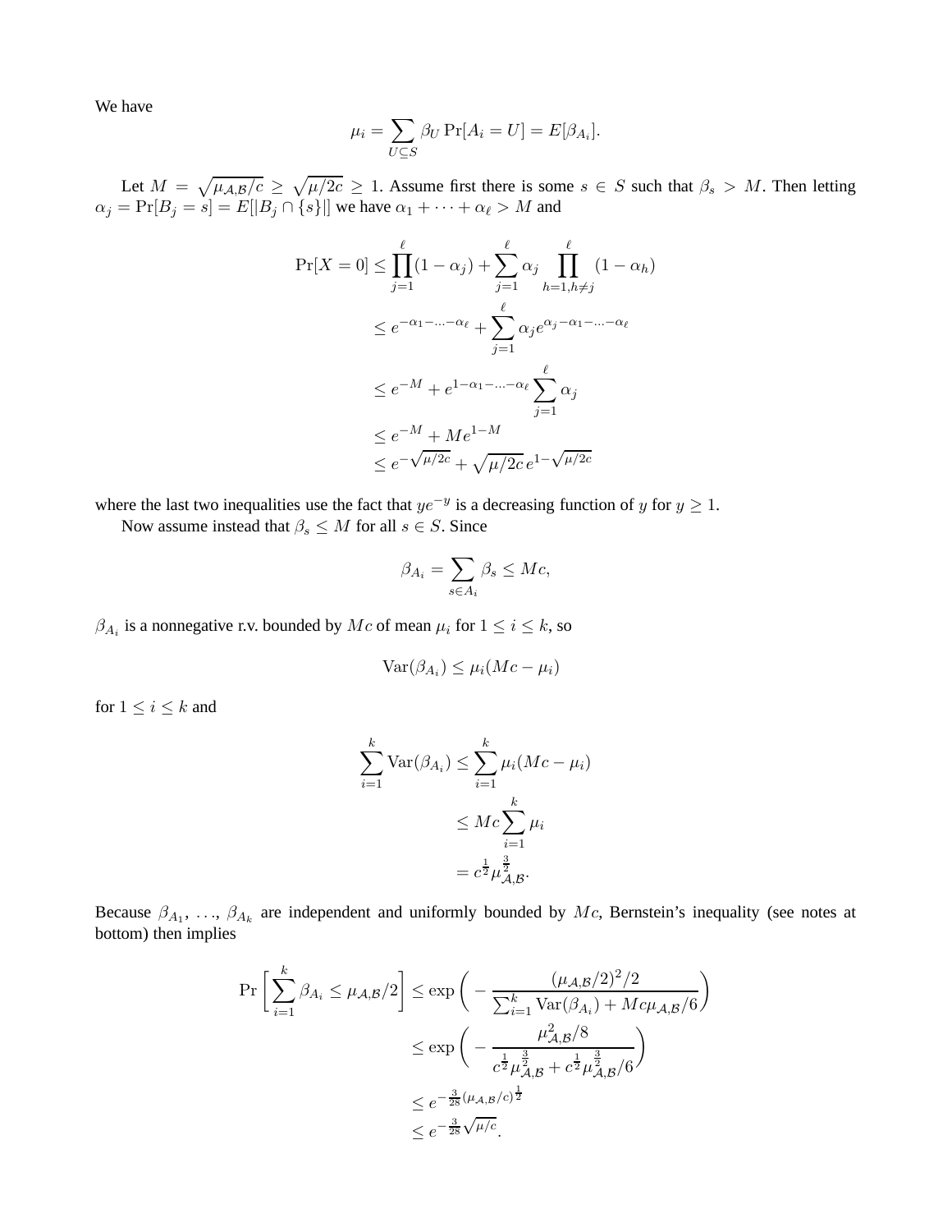We have

$$\mu_i = \sum_{U \subseteq S} \beta_U \Pr[A_i = U] = E[\beta_{A_i}].$$

Let $M = \sqrt{\mu_{\mathcal{A},\mathcal{B}}/c} \geq \sqrt{\mu/2c} \geq 1$. Assume first there is some $s \in S$ such that $\beta_s > M$. Then letting $\alpha_j = \Pr[B_j = s] = E[|B_j \cap \{s\}|]$ we have $\alpha_1 + \cdots + \alpha_\ell > M$ and

$$\begin{aligned}
\Pr[X = 0] &\leq \prod_{j=1}^{\ell}(1 - \alpha_j) + \sum_{j=1}^{\ell} \alpha_j \prod_{h=1, h \neq j}^{\ell} (1 - \alpha_h) \\
&\leq e^{-\alpha_1 - \ldots - \alpha_\ell} + \sum_{j=1}^{\ell} \alpha_j e^{\alpha_j - \alpha_1 - \ldots - \alpha_\ell} \\
&\leq e^{-M} + e^{1 - \alpha_1 - \ldots - \alpha_\ell} \sum_{j=1}^{\ell} \alpha_j \\
&\leq e^{-M} + M e^{1-M} \\
&\leq e^{-\sqrt{\mu/2c}} + \sqrt{\mu/2c}\, e^{1 - \sqrt{\mu/2c}}
\end{aligned}$$

where the last two inequalities use the fact that $ye^{-y}$ is a decreasing function of $y$ for $y \geq 1$.

Now assume instead that $\beta_s \leq M$ for all $s \in S$. Since

$$\beta_{A_i} = \sum_{s \in A_i} \beta_s \leq Mc,$$

$\beta_{A_i}$ is a nonnegative r.v. bounded by $Mc$ of mean $\mu_i$ for $1 \leq i \leq k$, so

$$\operatorname{Var}(\beta_{A_i}) \leq \mu_i (Mc - \mu_i)$$

for $1 \leq i \leq k$ and

$$\begin{aligned}
\sum_{i=1}^{k} \operatorname{Var}(\beta_{A_i}) &\leq \sum_{i=1}^{k} \mu_i (Mc - \mu_i) \\
&\leq Mc \sum_{i=1}^{k} \mu_i \\
&= c^{\frac{1}{2}} \mu_{\mathcal{A},\mathcal{B}}^{\frac{3}{2}}.
\end{aligned}$$

Because $\beta_{A_1}, \ldots, \beta_{A_k}$ are independent and uniformly bounded by $Mc$, Bernstein's inequality (see notes at bottom) then implies

$$\begin{aligned}
\Pr\left[\sum_{i=1}^{k} \beta_{A_i} \leq \mu_{\mathcal{A},\mathcal{B}}/2\right] &\leq \exp\left(-\frac{(\mu_{\mathcal{A},\mathcal{B}}/2)^2/2}{\sum_{i=1}^{k} \operatorname{Var}(\beta_{A_i}) + Mc\mu_{\mathcal{A},\mathcal{B}}/6}\right) \\
&\leq \exp\left(-\frac{\mu_{\mathcal{A},\mathcal{B}}^2/8}{c^{\frac{1}{2}} \mu_{\mathcal{A},\mathcal{B}}^{\frac{3}{2}} + c^{\frac{1}{2}} \mu_{\mathcal{A},\mathcal{B}}^{\frac{3}{2}}/6}\right) \\
&\leq e^{-\frac{3}{28}(\mu_{\mathcal{A},\mathcal{B}}/c)^{\frac{1}{2}}} \\
&\leq e^{-\frac{3}{28}\sqrt{\mu/c}}.
\end{aligned}$$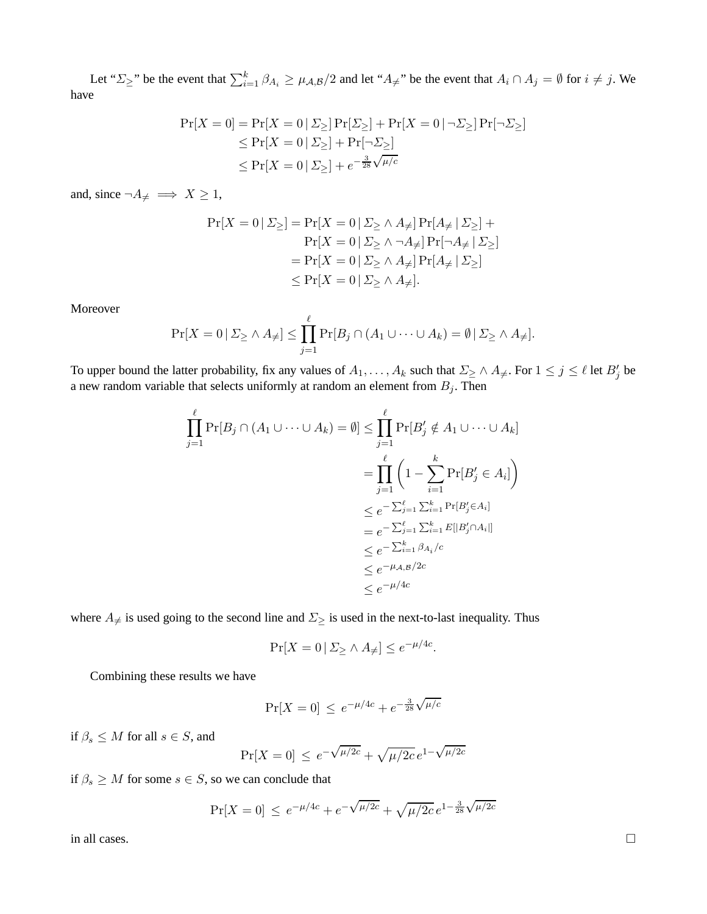Let "$\Sigma_\geq$" be the event that $\sum_{i=1}^{k} \beta_{A_i} \geq \mu_{\mathcal{A},\mathcal{B}}/2$ and let "$A_{\neq}$" be the event that $A_i \cap A_j = \emptyset$ for $i \neq j$. We have

$$
\begin{aligned}
\Pr[X = 0] &= \Pr[X = 0 \,|\, \Sigma_\geq] \Pr[\Sigma_\geq] + \Pr[X = 0 \,|\, \neg\Sigma_\geq] \Pr[\neg\Sigma_\geq] \\
&\leq \Pr[X = 0 \,|\, \Sigma_\geq] + \Pr[\neg\Sigma_\geq] \\
&\leq \Pr[X = 0 \,|\, \Sigma_\geq] + e^{-\frac{3}{28}\sqrt{\mu/c}}
\end{aligned}
$$

and, since $\neg A_{\neq} \implies X \geq 1$,

$$
\begin{aligned}
\Pr[X = 0 \,|\, \Sigma_\geq] &= \Pr[X = 0 \,|\, \Sigma_\geq \wedge A_{\neq}] \Pr[A_{\neq} \,|\, \Sigma_\geq] + \\
&\qquad \Pr[X = 0 \,|\, \Sigma_\geq \wedge \neg A_{\neq}] \Pr[\neg A_{\neq} \,|\, \Sigma_\geq] \\
&= \Pr[X = 0 \,|\, \Sigma_\geq \wedge A_{\neq}] \Pr[A_{\neq} \,|\, \Sigma_\geq] \\
&\leq \Pr[X = 0 \,|\, \Sigma_\geq \wedge A_{\neq}].
\end{aligned}
$$

Moreover

$$
\Pr[X = 0 \,|\, \Sigma_\geq \wedge A_{\neq}] \leq \prod_{j=1}^{\ell} \Pr[B_j \cap (A_1 \cup \cdots \cup A_k) = \emptyset \,|\, \Sigma_\geq \wedge A_{\neq}].
$$

To upper bound the latter probability, fix any values of $A_1, \ldots, A_k$ such that $\Sigma_\geq \wedge A_{\neq}$. For $1 \leq j \leq \ell$ let $B'_j$ be a new random variable that selects uniformly at random an element from $B_j$. Then

$$
\begin{aligned}
\prod_{j=1}^{\ell} \Pr[B_j \cap (A_1 \cup \cdots \cup A_k) = \emptyset] &\leq \prod_{j=1}^{\ell} \Pr[B'_j \notin A_1 \cup \cdots \cup A_k] \\
&= \prod_{j=1}^{\ell} \left(1 - \sum_{i=1}^{k} \Pr[B'_j \in A_i]\right) \\
&\leq e^{-\sum_{j=1}^{\ell}\sum_{i=1}^{k} \Pr[B'_j \in A_i]} \\
&= e^{-\sum_{j=1}^{\ell}\sum_{i=1}^{k} E[|B'_j \cap A_i|]} \\
&\leq e^{-\sum_{i=1}^{k} \beta_{A_i}/c} \\
&\leq e^{-\mu_{\mathcal{A},\mathcal{B}}/2c} \\
&\leq e^{-\mu/4c}
\end{aligned}
$$

where $A_{\neq}$ is used going to the second line and $\Sigma_\geq$ is used in the next-to-last inequality. Thus

$$
\Pr[X = 0 \,|\, \Sigma_\geq \wedge A_{\neq}] \leq e^{-\mu/4c}.
$$

Combining these results we have

$$
\Pr[X = 0] \;\leq\; e^{-\mu/4c} + e^{-\frac{3}{28}\sqrt{\mu/c}}
$$

if $\beta_s \leq M$ for all $s \in S$, and

$$
\Pr[X = 0] \;\leq\; e^{-\sqrt{\mu/2c}} + \sqrt{\mu/2c}\, e^{1-\sqrt{\mu/2c}}
$$

if $\beta_s \geq M$ for some $s \in S$, so we can conclude that

$$
\Pr[X = 0] \;\leq\; e^{-\mu/4c} + e^{-\sqrt{\mu/2c}} + \sqrt{\mu/2c}\, e^{1-\frac{3}{28}\sqrt{\mu/2c}}
$$

in all cases. □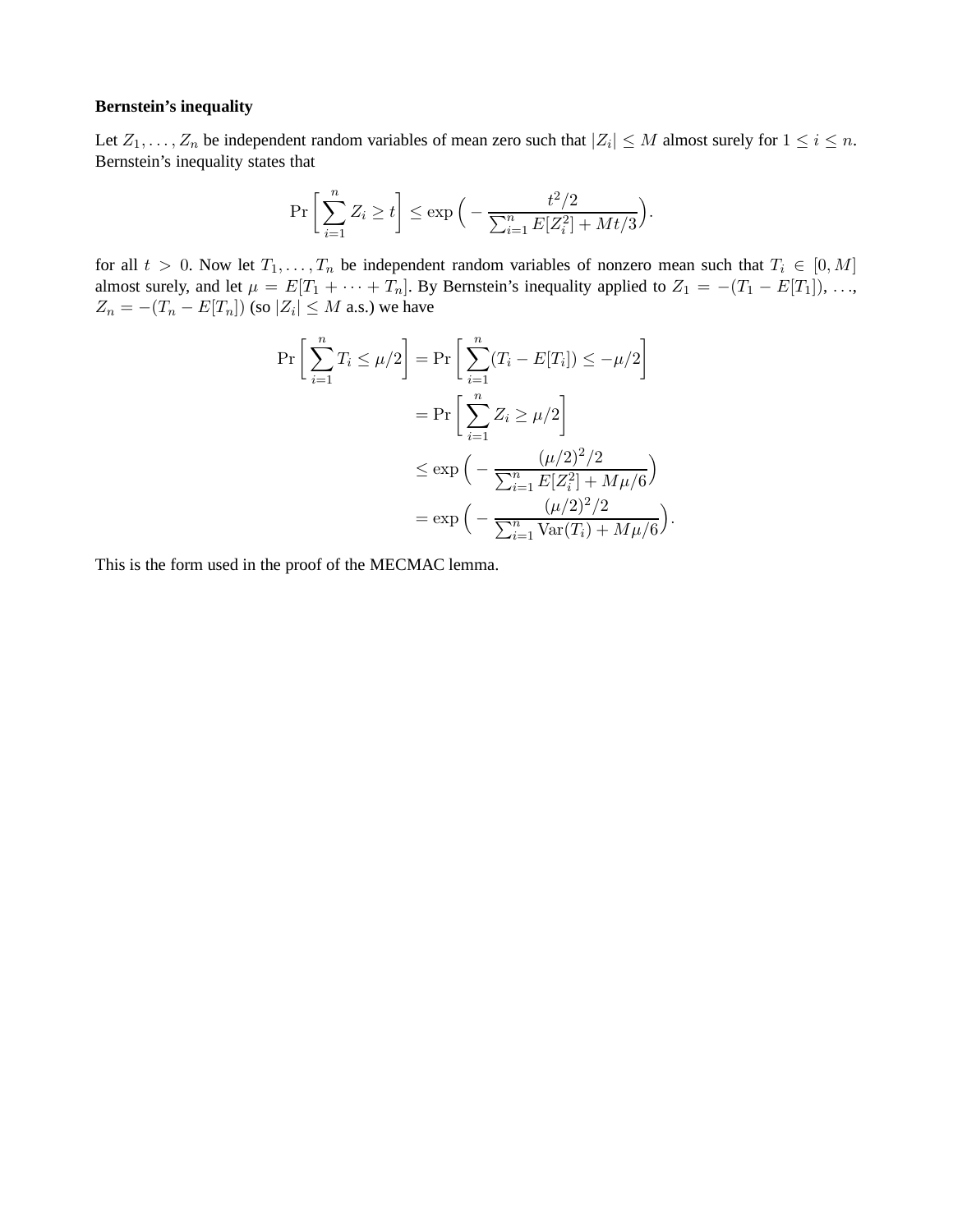**Bernstein's inequality**

Let $Z_1, \ldots, Z_n$ be independent random variables of mean zero such that $|Z_i| \leq M$ almost surely for $1 \leq i \leq n$. Bernstein's inequality states that

$$\Pr\left[\sum_{i=1}^{n} Z_i \geq t\right] \leq \exp\Big(-\frac{t^2/2}{\sum_{i=1}^{n} E[Z_i^2] + Mt/3}\Big).$$

for all $t > 0$. Now let $T_1, \ldots, T_n$ be independent random variables of nonzero mean such that $T_i \in [0, M]$ almost surely, and let $\mu = E[T_1 + \cdots + T_n]$. By Bernstein's inequality applied to $Z_1 = -(T_1 - E[T_1])$, ..., $Z_n = -(T_n - E[T_n])$ (so $|Z_i| \leq M$ a.s.) we have

$$\begin{aligned}
\Pr\left[\sum_{i=1}^{n} T_i \leq \mu/2\right] &= \Pr\left[\sum_{i=1}^{n} (T_i - E[T_i]) \leq -\mu/2\right] \\
&= \Pr\left[\sum_{i=1}^{n} Z_i \geq \mu/2\right] \\
&\leq \exp\Big(-\frac{(\mu/2)^2/2}{\sum_{i=1}^{n} E[Z_i^2] + M\mu/6}\Big) \\
&= \exp\Big(-\frac{(\mu/2)^2/2}{\sum_{i=1}^{n} \mathrm{Var}(T_i) + M\mu/6}\Big).
\end{aligned}$$

This is the form used in the proof of the MECMAC lemma.